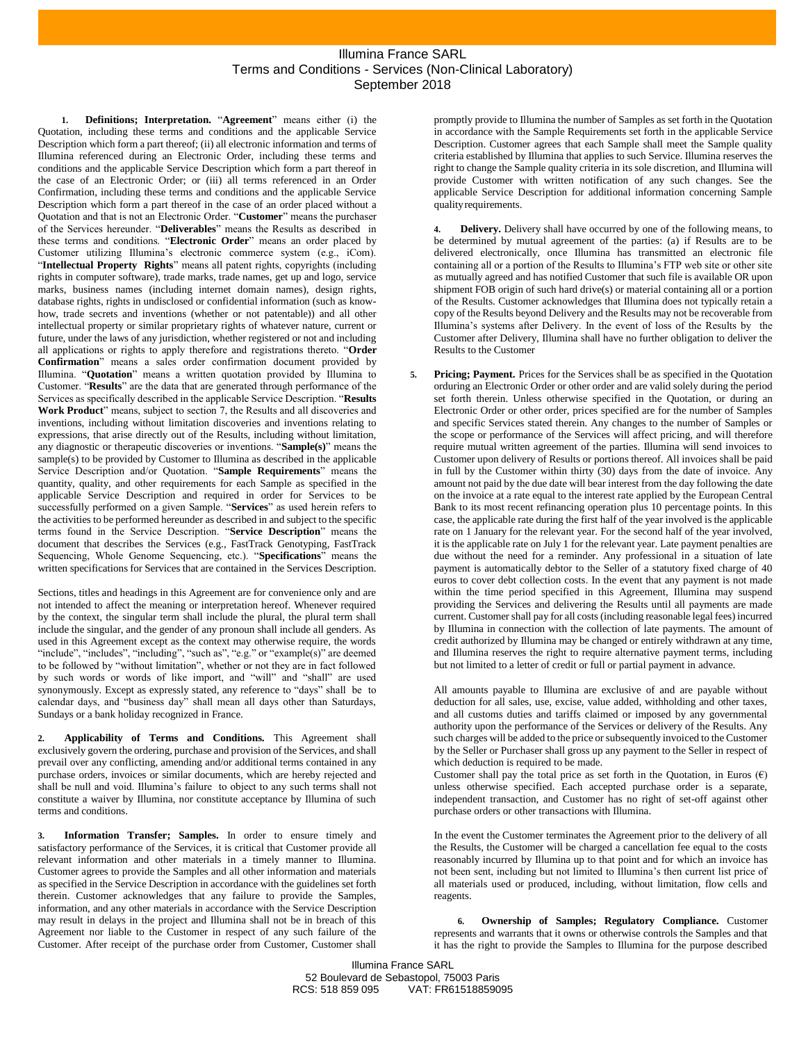# Illumina France SARL
## Terms and Conditions - Services (Non-Clinical Laboratory)
### September 2018

**1. Definitions; Interpretation.** "**Agreement**" means either (i) the Quotation, including these terms and conditions and the applicable Service Description which form a part thereof; (ii) all electronic information and terms of Illumina referenced during an Electronic Order, including these terms and conditions and the applicable Service Description which form a part thereof in the case of an Electronic Order; or (iii) all terms referenced in an Order Confirmation, including these terms and conditions and the applicable Service Description which form a part thereof in the case of an order placed without a Quotation and that is not an Electronic Order. "**Customer**" means the purchaser of the Services hereunder. "**Deliverables**" means the Results as described in these terms and conditions. "**Electronic Order**" means an order placed by Customer utilizing Illumina's electronic commerce system (e.g., iCom). "**Intellectual Property Rights**" means all patent rights, copyrights (including rights in computer software), trade marks, trade names, get up and logo, service marks, business names (including internet domain names), design rights, database rights, rights in undisclosed or confidential information (such as know-how, trade secrets and inventions (whether or not patentable)) and all other intellectual property or similar proprietary rights of whatever nature, current or future, under the laws of any jurisdiction, whether registered or not and including all applications or rights to apply therefore and registrations thereto. "**Order Confirmation**" means a sales order confirmation document provided by Illumina. "**Quotation**" means a written quotation provided by Illumina to Customer. "**Results**" are the data that are generated through performance of the Services as specifically described in the applicable Service Description. "**Results Work Product**" means, subject to section 7, the Results and all discoveries and inventions, including without limitation discoveries and inventions relating to expressions, that arise directly out of the Results, including without limitation, any diagnostic or therapeutic discoveries or inventions. "**Sample(s)**" means the sample(s) to be provided by Customer to Illumina as described in the applicable Service Description and/or Quotation. "**Sample Requirements**" means the quantity, quality, and other requirements for each Sample as specified in the applicable Service Description and required in order for Services to be successfully performed on a given Sample. "**Services**" as used herein refers to the activities to be performed hereunder as described in and subject to the specific terms found in the Service Description. "**Service Description**" means the document that describes the Services (e.g., FastTrack Genotyping, FastTrack Sequencing, Whole Genome Sequencing, etc.). "**Specifications**" means the written specifications for Services that are contained in the Services Description.

Sections, titles and headings in this Agreement are for convenience only and are not intended to affect the meaning or interpretation hereof. Whenever required by the context, the singular term shall include the plural, the plural term shall include the singular, and the gender of any pronoun shall include all genders. As used in this Agreement except as the context may otherwise require, the words "include", "includes", "including", "such as", "e.g." or "example(s)" are deemed to be followed by "without limitation", whether or not they are in fact followed by such words or words of like import, and "will" and "shall" are used synonymously. Except as expressly stated, any reference to "days" shall be to calendar days, and "business day" shall mean all days other than Saturdays, Sundays or a bank holiday recognized in France.

**2. Applicability of Terms and Conditions.** This Agreement shall exclusively govern the ordering, purchase and provision of the Services, and shall prevail over any conflicting, amending and/or additional terms contained in any purchase orders, invoices or similar documents, which are hereby rejected and shall be null and void. Illumina's failure to object to any such terms shall not constitute a waiver by Illumina, nor constitute acceptance by Illumina of such terms and conditions.

**3. Information Transfer; Samples.** In order to ensure timely and satisfactory performance of the Services, it is critical that Customer provide all relevant information and other materials in a timely manner to Illumina. Customer agrees to provide the Samples and all other information and materials as specified in the Service Description in accordance with the guidelines set forth therein. Customer acknowledges that any failure to provide the Samples, information, and any other materials in accordance with the Service Description may result in delays in the project and Illumina shall not be in breach of this Agreement nor liable to the Customer in respect of any such failure of the Customer. After receipt of the purchase order from Customer, Customer shall promptly provide to Illumina the number of Samples as set forth in the Quotation in accordance with the Sample Requirements set forth in the applicable Service Description. Customer agrees that each Sample shall meet the Sample quality criteria established by Illumina that applies to such Service. Illumina reserves the right to change the Sample quality criteria in its sole discretion, and Illumina will provide Customer with written notification of any such changes. See the applicable Service Description for additional information concerning Sample quality requirements.

**4. Delivery.** Delivery shall have occurred by one of the following means, to be determined by mutual agreement of the parties: (a) if Results are to be delivered electronically, once Illumina has transmitted an electronic file containing all or a portion of the Results to Illumina's FTP web site or other site as mutually agreed and has notified Customer that such file is available OR upon shipment FOB origin of such hard drive(s) or material containing all or a portion of the Results. Customer acknowledges that Illumina does not typically retain a copy of the Results beyond Delivery and the Results may not be recoverable from Illumina's systems after Delivery. In the event of loss of the Results by the Customer after Delivery, Illumina shall have no further obligation to deliver the Results to the Customer

**5. Pricing; Payment.** Prices for the Services shall be as specified in the Quotation orduring an Electronic Order or other order and are valid solely during the period set forth therein. Unless otherwise specified in the Quotation, or during an Electronic Order or other order, prices specified are for the number of Samples and specific Services stated therein. Any changes to the number of Samples or the scope or performance of the Services will affect pricing, and will therefore require mutual written agreement of the parties. Illumina will send invoices to Customer upon delivery of Results or portions thereof. All invoices shall be paid in full by the Customer within thirty (30) days from the date of invoice. Any amount not paid by the due date will bear interest from the day following the date on the invoice at a rate equal to the interest rate applied by the European Central Bank to its most recent refinancing operation plus 10 percentage points. In this case, the applicable rate during the first half of the year involved is the applicable rate on 1 January for the relevant year. For the second half of the year involved, it is the applicable rate on July 1 for the relevant year. Late payment penalties are due without the need for a reminder. Any professional in a situation of late payment is automatically debtor to the Seller of a statutory fixed charge of 40 euros to cover debt collection costs. In the event that any payment is not made within the time period specified in this Agreement, Illumina may suspend providing the Services and delivering the Results until all payments are made current. Customer shall pay for all costs (including reasonable legal fees) incurred by Illumina in connection with the collection of late payments. The amount of credit authorized by Illumina may be changed or entirely withdrawn at any time, and Illumina reserves the right to require alternative payment terms, including but not limited to a letter of credit or full or partial payment in advance.

All amounts payable to Illumina are exclusive of and are payable without deduction for all sales, use, excise, value added, withholding and other taxes, and all customs duties and tariffs claimed or imposed by any governmental authority upon the performance of the Services or delivery of the Results. Any such charges will be added to the price or subsequently invoiced to the Customer by the Seller or Purchaser shall gross up any payment to the Seller in respect of which deduction is required to be made.
Customer shall pay the total price as set forth in the Quotation, in Euros (€) unless otherwise specified. Each accepted purchase order is a separate, independent transaction, and Customer has no right of set-off against other purchase orders or other transactions with Illumina.

In the event the Customer terminates the Agreement prior to the delivery of all the Results, the Customer will be charged a cancellation fee equal to the costs reasonably incurred by Illumina up to that point and for which an invoice has not been sent, including but not limited to Illumina's then current list price of all materials used or produced, including, without limitation, flow cells and reagents.

**6. Ownership of Samples; Regulatory Compliance.** Customer represents and warrants that it owns or otherwise controls the Samples and that it has the right to provide the Samples to Illumina for the purpose described

Illumina France SARL
52 Boulevard de Sebastopol, 75003 Paris
RCS: 518 859 095 VAT: FR61518859095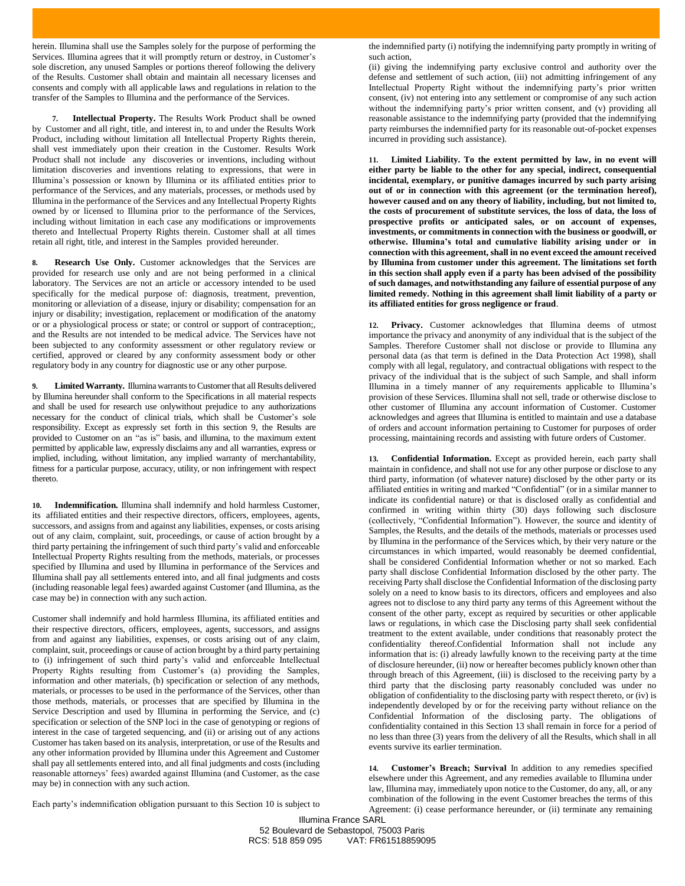herein. Illumina shall use the Samples solely for the purpose of performing the Services. Illumina agrees that it will promptly return or destroy, in Customer's sole discretion, any unused Samples or portions thereof following the delivery of the Results. Customer shall obtain and maintain all necessary licenses and consents and comply with all applicable laws and regulations in relation to the transfer of the Samples to Illumina and the performance of the Services.

**7. Intellectual Property.** The Results Work Product shall be owned by Customer and all right, title, and interest in, to and under the Results Work Product, including without limitation all Intellectual Property Rights therein, shall vest immediately upon their creation in the Customer. Results Work Product shall not include any discoveries or inventions, including without limitation discoveries and inventions relating to expressions, that were in Illumina's possession or known by Illumina or its affiliated entities prior to performance of the Services, and any materials, processes, or methods used by Illumina in the performance of the Services and any Intellectual Property Rights owned by or licensed to Illumina prior to the performance of the Services, including without limitation in each case any modifications or improvements thereto and Intellectual Property Rights therein. Customer shall at all times retain all right, title, and interest in the Samples provided hereunder.

**8. Research Use Only.** Customer acknowledges that the Services are provided for research use only and are not being performed in a clinical laboratory. The Services are not an article or accessory intended to be used specifically for the medical purpose of: diagnosis, treatment, prevention, monitoring or alleviation of a disease, injury or disability; compensation for an injury or disability; investigation, replacement or modification of the anatomy or or a physiological process or state; or control or support of contraception;, and the Results are not intended to be medical advice. The Services have not been subjected to any conformity assessment or other regulatory review or certified, approved or cleared by any conformity assessment body or other regulatory body in any country for diagnostic use or any other purpose.

**9. Limited Warranty.** Illumina warrants to Customer that all Results delivered by Illumina hereunder shall conform to the Specifications in all material respects and shall be used for research use onlywithout prejudice to any authorizations necessary for the conduct of clinical trials, which shall be Customer's sole responsibility. Except as expressly set forth in this section 9, the Results are provided to Customer on an "as is" basis, and illumina, to the maximum extent permitted by applicable law, expressly disclaims any and all warranties, express or implied, including, without limitation, any implied warranty of merchantability, fitness for a particular purpose, accuracy, utility, or non infringement with respect thereto.

**10. Indemnification.** Illumina shall indemnify and hold harmless Customer, its affiliated entities and their respective directors, officers, employees, agents, successors, and assigns from and against any liabilities, expenses, or costs arising out of any claim, complaint, suit, proceedings, or cause of action brought by a third party pertaining the infringement of such third party's valid and enforceable Intellectual Property Rights resulting from the methods, materials, or processes specified by Illumina and used by Illumina in performance of the Services and Illumina shall pay all settlements entered into, and all final judgments and costs (including reasonable legal fees) awarded against Customer (and Illumina, as the case may be) in connection with any such action.

Customer shall indemnify and hold harmless Illumina, its affiliated entities and their respective directors, officers, employees, agents, successors, and assigns from and against any liabilities, expenses, or costs arising out of any claim, complaint, suit, proceedings or cause of action brought by a third party pertaining to (i) infringement of such third party's valid and enforceable Intellectual Property Rights resulting from Customer's (a) providing the Samples, information and other materials, (b) specification or selection of any methods, materials, or processes to be used in the performance of the Services, other than those methods, materials, or processes that are specified by Illumina in the Service Description and used by Illumina in performing the Service, and (c) specification or selection of the SNP loci in the case of genotyping or regions of interest in the case of targeted sequencing, and (ii) or arising out of any actions Customer has taken based on its analysis, interpretation, or use of the Results and any other information provided by Illumina under this Agreement and Customer shall pay all settlements entered into, and all final judgments and costs (including reasonable attorneys' fees) awarded against Illumina (and Customer, as the case may be) in connection with any such action.

Each party's indemnification obligation pursuant to this Section 10 is subject to the indemnified party (i) notifying the indemnifying party promptly in writing of such action,
(ii) giving the indemnifying party exclusive control and authority over the defense and settlement of such action, (iii) not admitting infringement of any Intellectual Property Right without the indemnifying party's prior written consent, (iv) not entering into any settlement or compromise of any such action without the indemnifying party's prior written consent, and (v) providing all reasonable assistance to the indemnifying party (provided that the indemnifying party reimburses the indemnified party for its reasonable out-of-pocket expenses incurred in providing such assistance).

**11. Limited Liability. To the extent permitted by law, in no event will either party be liable to the other for any special, indirect, consequential incidental, exemplary, or punitive damages incurred by such party arising out of or in connection with this agreement (or the termination hereof), however caused and on any theory of liability, including, but not limited to, the costs of procurement of substitute services, the loss of data, the loss of prospective profits or anticipated sales, or on account of expenses, investments, or commitments in connection with the business or goodwill, or otherwise. Illumina's total and cumulative liability arising under or in connection with this agreement, shall in no event exceed the amount received by Illumina from customer under this agreement. The limitations set forth in this section shall apply even if a party has been advised of the possibility of such damages, and notwithstanding any failure of essential purpose of any limited remedy. Nothing in this agreement shall limit liability of a party or its affiliated entities for gross negligence or fraud**.

**12. Privacy.** Customer acknowledges that Illumina deems of utmost importance the privacy and anonymity of any individual that is the subject of the Samples. Therefore Customer shall not disclose or provide to Illumina any personal data (as that term is defined in the Data Protection Act 1998), shall comply with all legal, regulatory, and contractual obligations with respect to the privacy of the individual that is the subject of such Sample, and shall inform Illumina in a timely manner of any requirements applicable to Illumina's provision of these Services. Illumina shall not sell, trade or otherwise disclose to other customer of Illumina any account information of Customer. Customer acknowledges and agrees that Illumina is entitled to maintain and use a database of orders and account information pertaining to Customer for purposes of order processing, maintaining records and assisting with future orders of Customer.

**13. Confidential Information.** Except as provided herein, each party shall maintain in confidence, and shall not use for any other purpose or disclose to any third party, information (of whatever nature) disclosed by the other party or its affiliated entities in writing and marked "Confidential" (or in a similar manner to indicate its confidential nature) or that is disclosed orally as confidential and confirmed in writing within thirty (30) days following such disclosure (collectively, "Confidential Information"). However, the source and identity of Samples, the Results, and the details of the methods, materials or processes used by Illumina in the performance of the Services which, by their very nature or the circumstances in which imparted, would reasonably be deemed confidential, shall be considered Confidential Information whether or not so marked. Each party shall disclose Confidential Information disclosed by the other party. The receiving Party shall disclose the Confidential Information of the disclosing party solely on a need to know basis to its directors, officers and employees and also agrees not to disclose to any third party any terms of this Agreement without the consent of the other party, except as required by securities or other applicable laws or regulations, in which case the Disclosing party shall seek confidential treatment to the extent available, under conditions that reasonably protect the confidentiality thereof.Confidential Information shall not include any information that is: (i) already lawfully known to the receiving party at the time of disclosure hereunder, (ii) now or hereafter becomes publicly known other than through breach of this Agreement, (iii) is disclosed to the receiving party by a third party that the disclosing party reasonably concluded was under no obligation of confidentiality to the disclosing party with respect thereto, or (iv) is independently developed by or for the receiving party without reliance on the Confidential Information of the disclosing party. The obligations of confidentiality contained in this Section 13 shall remain in force for a period of no less than three (3) years from the delivery of all the Results, which shall in all events survive its earlier termination.

**14. Customer's Breach; Survival** In addition to any remedies specified elsewhere under this Agreement, and any remedies available to Illumina under law, Illumina may, immediately upon notice to the Customer, do any, all, or any combination of the following in the event Customer breaches the terms of this Agreement: (i) cease performance hereunder, or (ii) terminate any remaining

Illumina France SARL
52 Boulevard de Sebastopol, 75003 Paris
RCS: 518 859 095 VAT: FR61518859095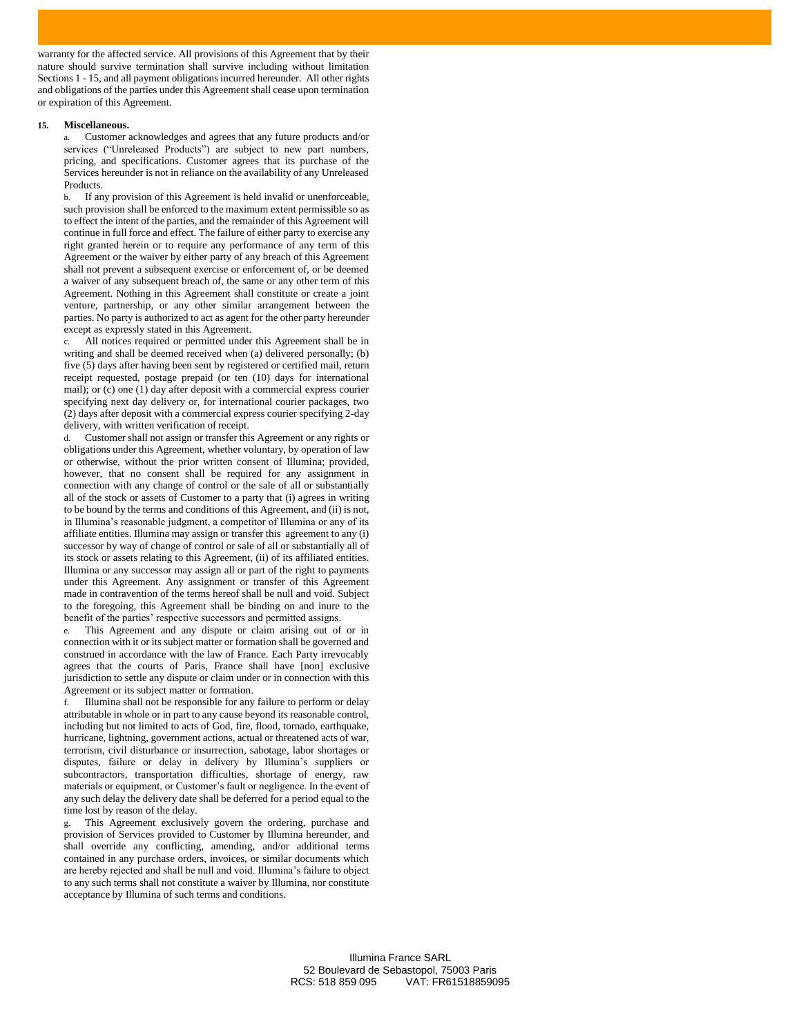warranty for the affected service. All provisions of this Agreement that by their nature should survive termination shall survive including without limitation Sections 1 - 15, and all payment obligations incurred hereunder. All other rights and obligations of the parties under this Agreement shall cease upon termination or expiration of this Agreement.

**15. Miscellaneous.**

a. Customer acknowledges and agrees that any future products and/or services ("Unreleased Products") are subject to new part numbers, pricing, and specifications. Customer agrees that its purchase of the Services hereunder is not in reliance on the availability of any Unreleased Products.

b. If any provision of this Agreement is held invalid or unenforceable, such provision shall be enforced to the maximum extent permissible so as to effect the intent of the parties, and the remainder of this Agreement will continue in full force and effect. The failure of either party to exercise any right granted herein or to require any performance of any term of this Agreement or the waiver by either party of any breach of this Agreement shall not prevent a subsequent exercise or enforcement of, or be deemed a waiver of any subsequent breach of, the same or any other term of this Agreement. Nothing in this Agreement shall constitute or create a joint venture, partnership, or any other similar arrangement between the parties. No party is authorized to act as agent for the other party hereunder except as expressly stated in this Agreement.

c. All notices required or permitted under this Agreement shall be in writing and shall be deemed received when (a) delivered personally; (b) five (5) days after having been sent by registered or certified mail, return receipt requested, postage prepaid (or ten (10) days for international mail); or (c) one (1) day after deposit with a commercial express courier specifying next day delivery or, for international courier packages, two (2) days after deposit with a commercial express courier specifying 2-day delivery, with written verification of receipt.

d. Customer shall not assign or transfer this Agreement or any rights or obligations under this Agreement, whether voluntary, by operation of law or otherwise, without the prior written consent of Illumina; provided, however, that no consent shall be required for any assignment in connection with any change of control or the sale of all or substantially all of the stock or assets of Customer to a party that (i) agrees in writing to be bound by the terms and conditions of this Agreement, and (ii) is not, in Illumina's reasonable judgment, a competitor of Illumina or any of its affiliate entities. Illumina may assign or transfer this agreement to any (i) successor by way of change of control or sale of all or substantially all of its stock or assets relating to this Agreement, (ii) of its affiliated entities. Illumina or any successor may assign all or part of the right to payments under this Agreement. Any assignment or transfer of this Agreement made in contravention of the terms hereof shall be null and void. Subject to the foregoing, this Agreement shall be binding on and inure to the benefit of the parties' respective successors and permitted assigns.

e. This Agreement and any dispute or claim arising out of or in connection with it or its subject matter or formation shall be governed and construed in accordance with the law of France. Each Party irrevocably agrees that the courts of Paris, France shall have [non] exclusive jurisdiction to settle any dispute or claim under or in connection with this Agreement or its subject matter or formation.

f. Illumina shall not be responsible for any failure to perform or delay attributable in whole or in part to any cause beyond its reasonable control, including but not limited to acts of God, fire, flood, tornado, earthquake, hurricane, lightning, government actions, actual or threatened acts of war, terrorism, civil disturbance or insurrection, sabotage, labor shortages or disputes, failure or delay in delivery by Illumina's suppliers or subcontractors, transportation difficulties, shortage of energy, raw materials or equipment, or Customer's fault or negligence. In the event of any such delay the delivery date shall be deferred for a period equal to the time lost by reason of the delay.

g. This Agreement exclusively govern the ordering, purchase and provision of Services provided to Customer by Illumina hereunder, and shall override any conflicting, amending, and/or additional terms contained in any purchase orders, invoices, or similar documents which are hereby rejected and shall be null and void. Illumina's failure to object to any such terms shall not constitute a waiver by Illumina, nor constitute acceptance by Illumina of such terms and conditions.